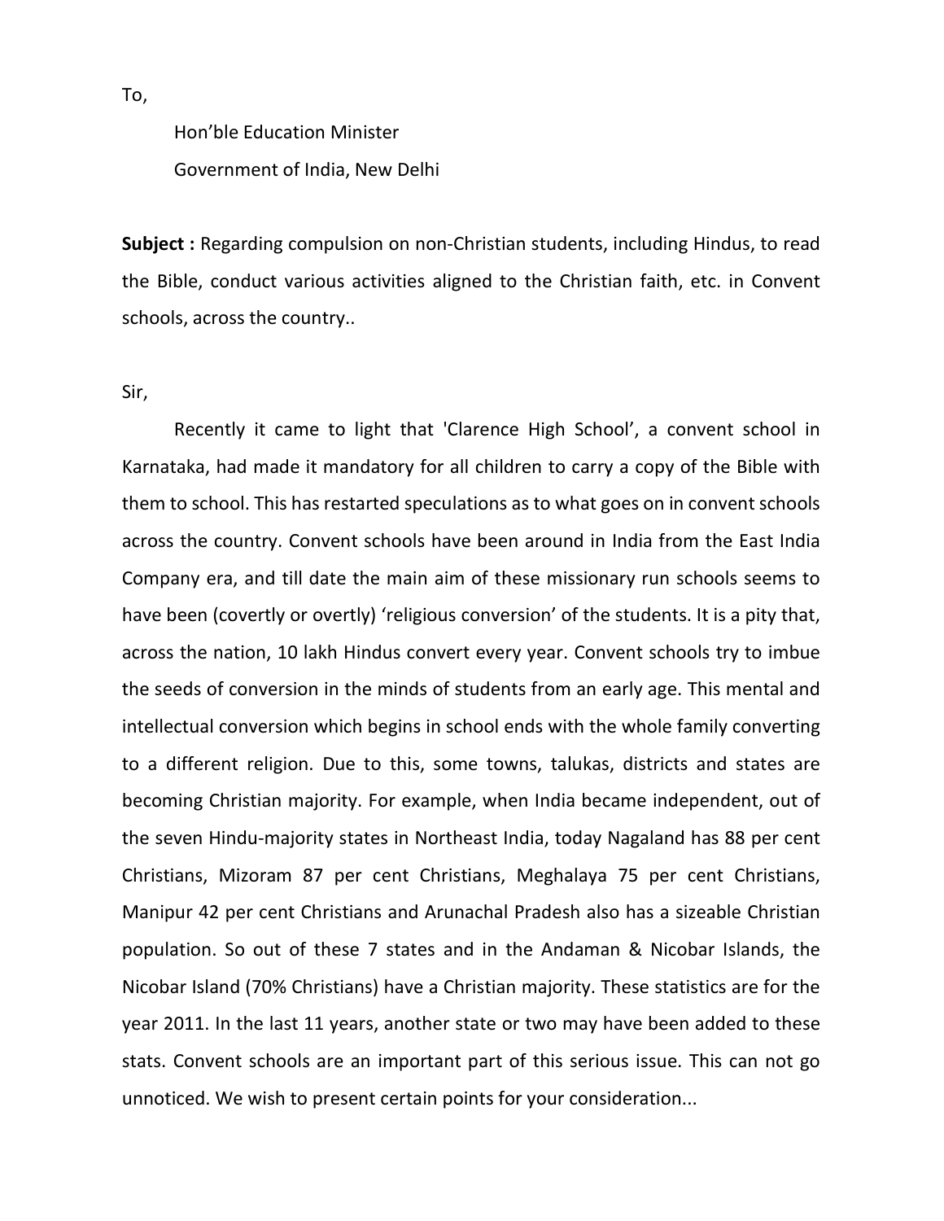To,

Hon'ble Education Minister

Government of India, New Delhi

**Subject :** Regarding compulsion on non-Christian students, including Hindus, to read the Bible, conduct various activities aligned to the Christian faith, etc. in Convent schools, across the country..

Sir,

Recently it came to light that 'Clarence High School', a convent school in Karnataka, had made it mandatory for all children to carry a copy of the Bible with them to school. This has restarted speculations as to what goes on in convent schools across the country. Convent schools have been around in India from the East India Company era, and till date the main aim of these missionary run schools seems to have been (covertly or overtly) 'religious conversion' of the students. It is a pity that, across the nation, 10 lakh Hindus convert every year. Convent schools try to imbue the seeds of conversion in the minds of students from an early age. This mental and intellectual conversion which begins in school ends with the whole family converting to a different religion. Due to this, some towns, talukas, districts and states are becoming Christian majority. For example, when India became independent, out of the seven Hindu-majority states in Northeast India, today Nagaland has 88 per cent Christians, Mizoram 87 per cent Christians, Meghalaya 75 per cent Christians, Manipur 42 per cent Christians and Arunachal Pradesh also has a sizeable Christian population. So out of these 7 states and in the Andaman & Nicobar Islands, the Nicobar Island (70% Christians) have a Christian majority. These statistics are for the year 2011. In the last 11 years, another state or two may have been added to these stats. Convent schools are an important part of this serious issue. This can not go unnoticed. We wish to present certain points for your consideration...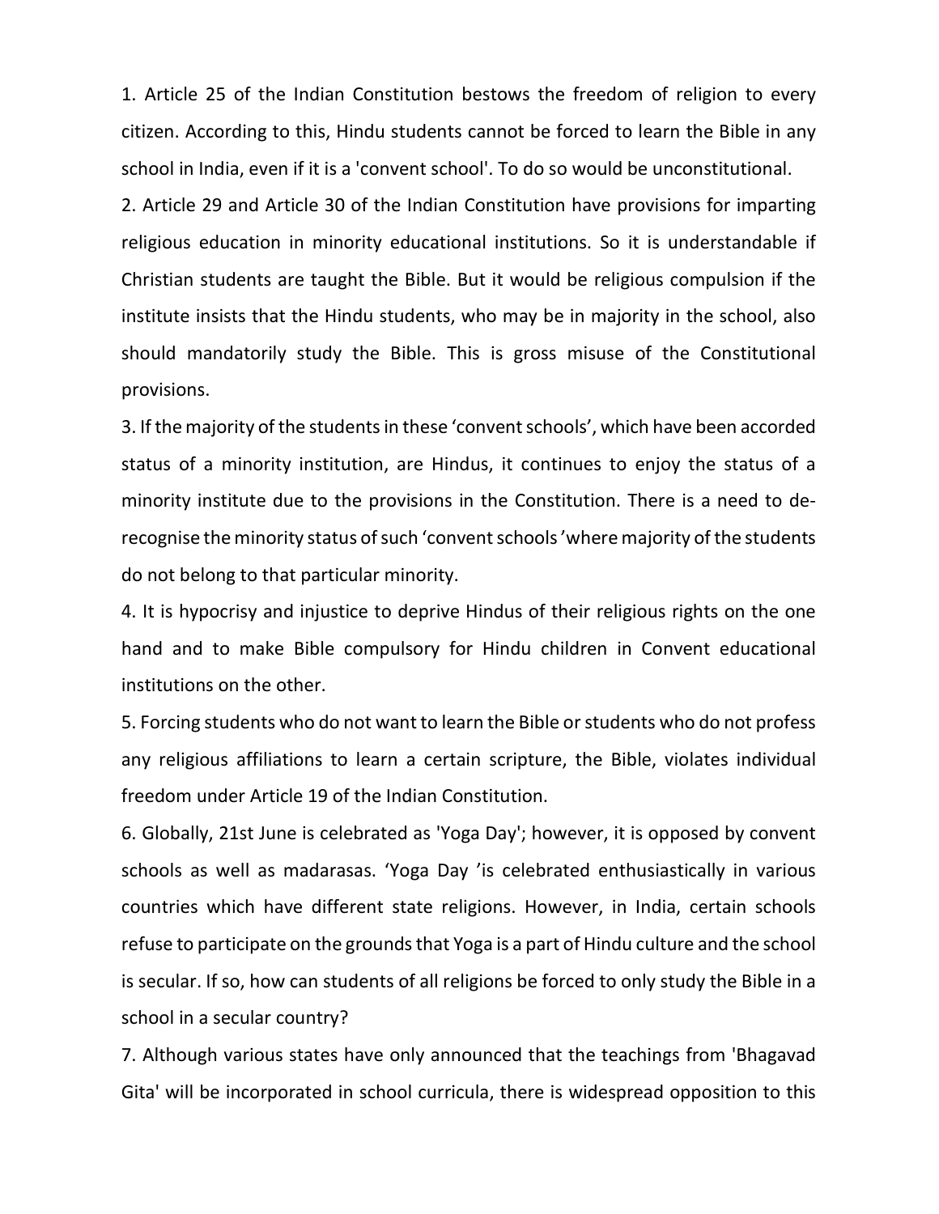1. Article 25 of the Indian Constitution bestows the freedom of religion to every citizen. According to this, Hindu students cannot be forced to learn the Bible in any school in India, even if it is a 'convent school'. To do so would be unconstitutional.

2. Article 29 and Article 30 of the Indian Constitution have provisions for imparting religious education in minority educational institutions. So it is understandable if Christian students are taught the Bible. But it would be religious compulsion if the institute insists that the Hindu students, who may be in majority in the school, also should mandatorily study the Bible. This is gross misuse of the Constitutional provisions.

3. If the majority of the students in these 'convent schools', which have been accorded status of a minority institution, are Hindus, it continues to enjoy the status of a minority institute due to the provisions in the Constitution. There is a need to de-recognise the minority status of such 'convent schools' where majority of the students do not belong to that particular minority.

4. It is hypocrisy and injustice to deprive Hindus of their religious rights on the one hand and to make Bible compulsory for Hindu children in Convent educational institutions on the other.

5. Forcing students who do not want to learn the Bible or students who do not profess any religious affiliations to learn a certain scripture, the Bible, violates individual freedom under Article 19 of the Indian Constitution.

6. Globally, 21st June is celebrated as 'Yoga Day'; however, it is opposed by convent schools as well as madarasas. 'Yoga Day' is celebrated enthusiastically in various countries which have different state religions. However, in India, certain schools refuse to participate on the grounds that Yoga is a part of Hindu culture and the school is secular. If so, how can students of all religions be forced to only study the Bible in a school in a secular country?

7. Although various states have only announced that the teachings from 'Bhagavad Gita' will be incorporated in school curricula, there is widespread opposition to this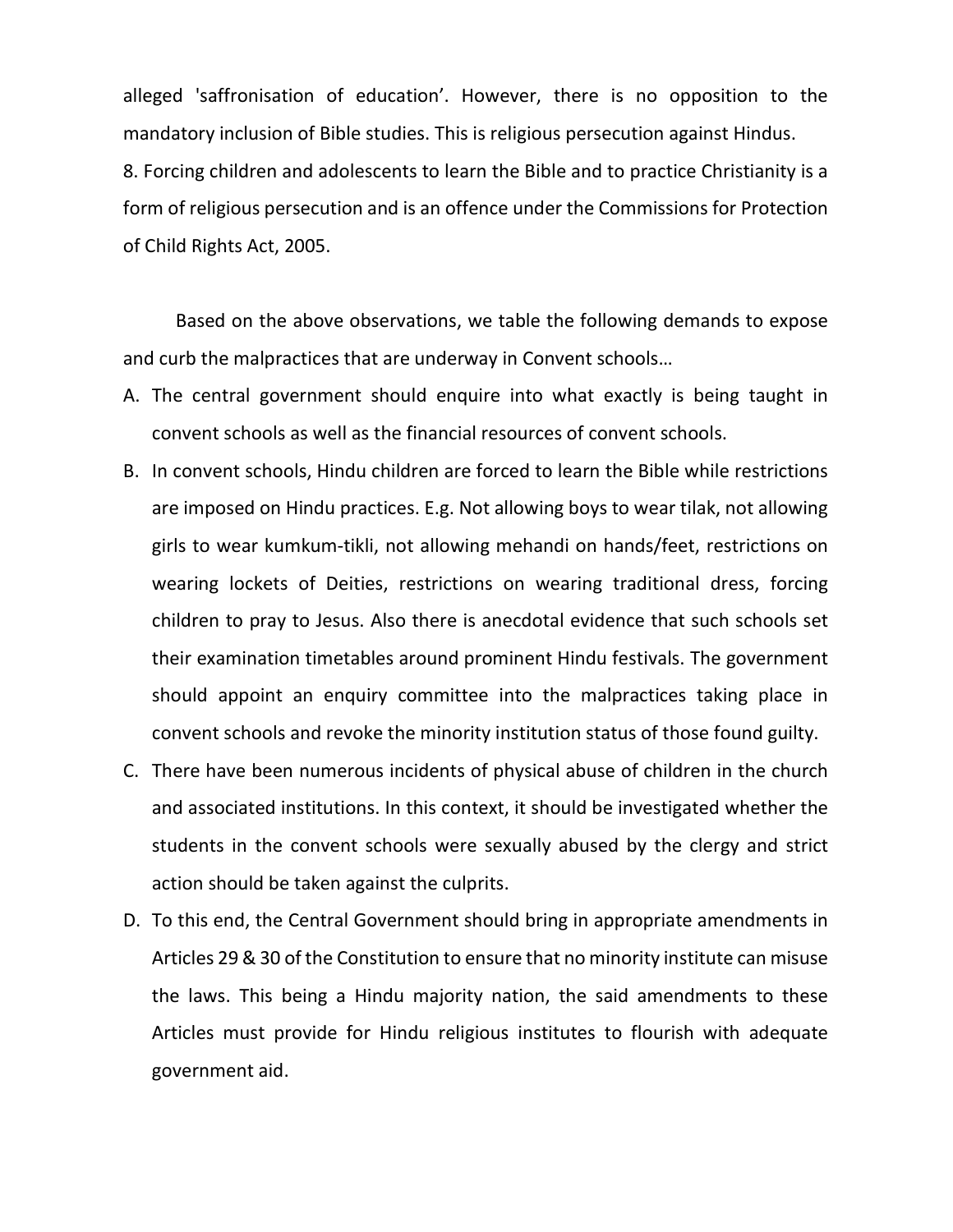alleged 'saffronisation of education'. However, there is no opposition to the mandatory inclusion of Bible studies. This is religious persecution against Hindus.

8. Forcing children and adolescents to learn the Bible and to practice Christianity is a form of religious persecution and is an offence under the Commissions for Protection of Child Rights Act, 2005.

Based on the above observations, we table the following demands to expose and curb the malpractices that are underway in Convent schools…

A. The central government should enquire into what exactly is being taught in convent schools as well as the financial resources of convent schools.
B. In convent schools, Hindu children are forced to learn the Bible while restrictions are imposed on Hindu practices. E.g. Not allowing boys to wear tilak, not allowing girls to wear kumkum-tikli, not allowing mehandi on hands/feet, restrictions on wearing lockets of Deities, restrictions on wearing traditional dress, forcing children to pray to Jesus. Also there is anecdotal evidence that such schools set their examination timetables around prominent Hindu festivals. The government should appoint an enquiry committee into the malpractices taking place in convent schools and revoke the minority institution status of those found guilty.
C. There have been numerous incidents of physical abuse of children in the church and associated institutions. In this context, it should be investigated whether the students in the convent schools were sexually abused by the clergy and strict action should be taken against the culprits.
D. To this end, the Central Government should bring in appropriate amendments in Articles 29 & 30 of the Constitution to ensure that no minority institute can misuse the laws. This being a Hindu majority nation, the said amendments to these Articles must provide for Hindu religious institutes to flourish with adequate government aid.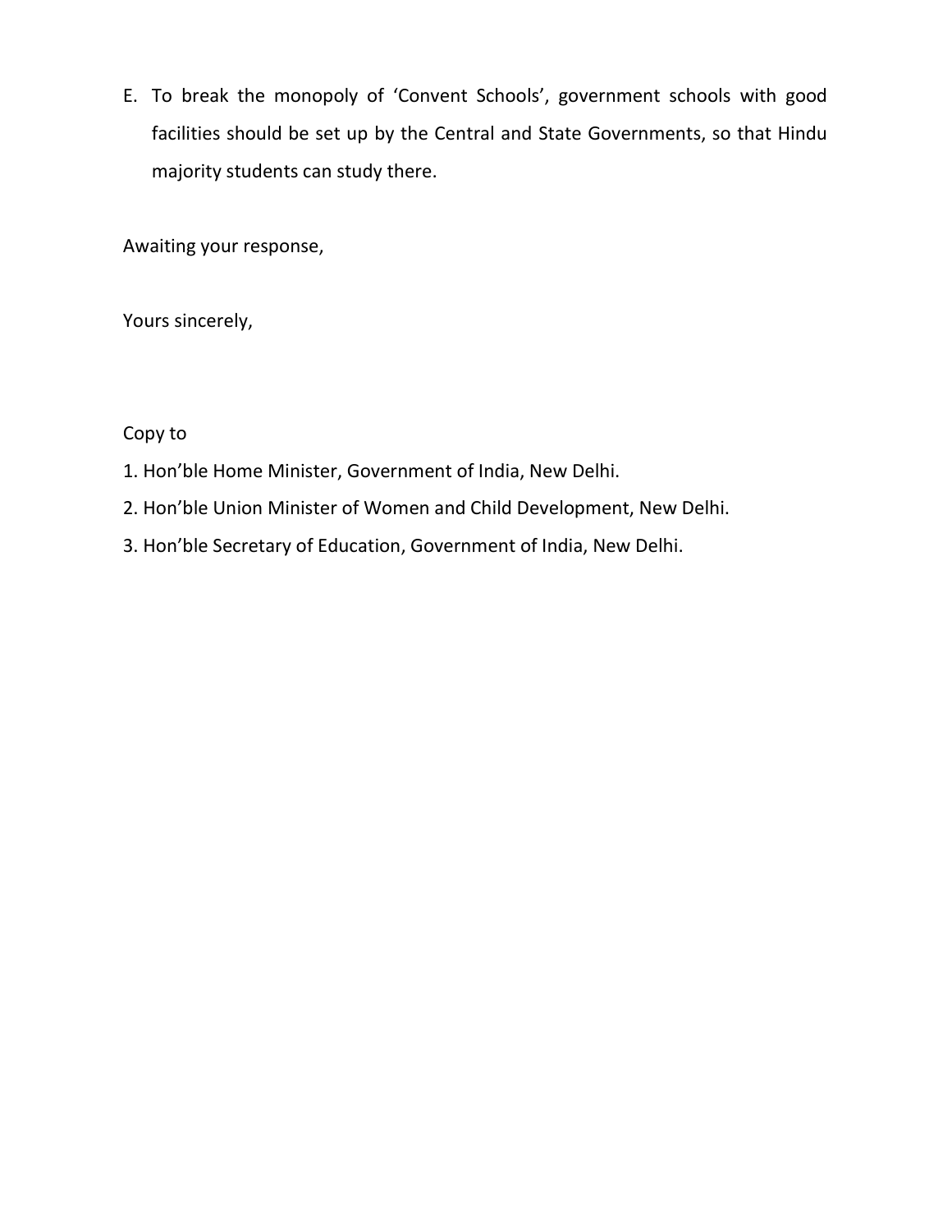E. To break the monopoly of 'Convent Schools', government schools with good facilities should be set up by the Central and State Governments, so that Hindu majority students can study there.

Awaiting your response,

Yours sincerely,

Copy to

1. Hon'ble Home Minister, Government of India, New Delhi.
2. Hon'ble Union Minister of Women and Child Development, New Delhi.
3. Hon'ble Secretary of Education, Government of India, New Delhi.